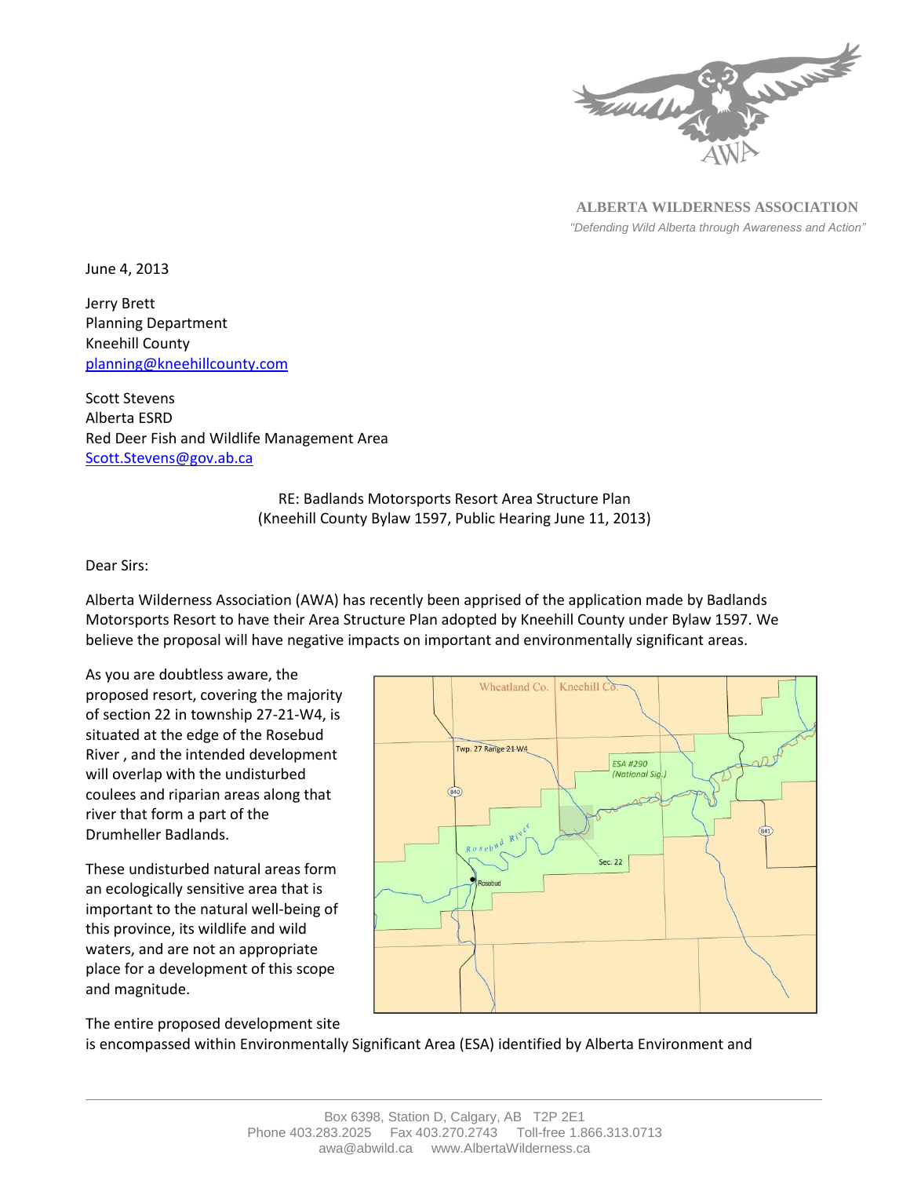**ALBERTA WILDERNESS ASSOCIATION**

*"Defending Wild Alberta through Awareness and Action"*

June 4, 2013

Jerry Brett
Planning Department
Kneehill County
planning@kneehillcounty.com

Scott Stevens
Alberta ESRD
Red Deer Fish and Wildlife Management Area
Scott.Stevens@gov.ab.ca

RE: Badlands Motorsports Resort Area Structure Plan
(Kneehill County Bylaw 1597, Public Hearing June 11, 2013)

Dear Sirs:

Alberta Wilderness Association (AWA) has recently been apprised of the application made by Badlands Motorsports Resort to have their Area Structure Plan adopted by Kneehill County under Bylaw 1597. We believe the proposal will have negative impacts on important and environmentally significant areas.

As you are doubtless aware, the proposed resort, covering the majority of section 22 in township 27-21-W4, is situated at the edge of the Rosebud River , and the intended development will overlap with the undisturbed coulees and riparian areas along that river that form a part of the Drumheller Badlands.

These undisturbed natural areas form an ecologically sensitive area that is important to the natural well-being of this province, its wildlife and wild waters, and are not an appropriate place for a development of this scope and magnitude.

The entire proposed development site is encompassed within Environmentally Significant Area (ESA) identified by Alberta Environment and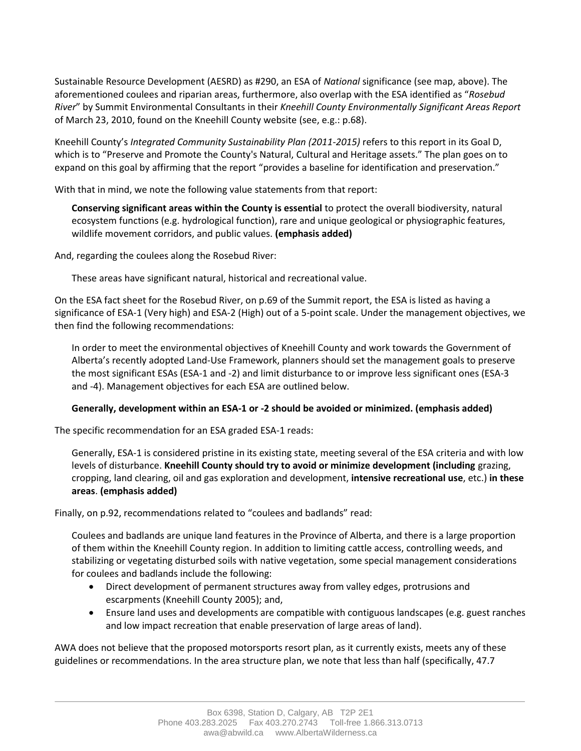Sustainable Resource Development (AESRD) as #290, an ESA of *National* significance (see map, above). The aforementioned coulees and riparian areas, furthermore, also overlap with the ESA identified as "*Rosebud River*" by Summit Environmental Consultants in their *Kneehill County Environmentally Significant Areas Report* of March 23, 2010, found on the Kneehill County website (see, e.g.: p.68).

Kneehill County's *Integrated Community Sustainability Plan (2011-2015)* refers to this report in its Goal D, which is to "Preserve and Promote the County's Natural, Cultural and Heritage assets." The plan goes on to expand on this goal by affirming that the report "provides a baseline for identification and preservation."

With that in mind, we note the following value statements from that report:

> **Conserving significant areas within the County is essential** to protect the overall biodiversity, natural ecosystem functions (e.g. hydrological function), rare and unique geological or physiographic features, wildlife movement corridors, and public values. **(emphasis added)**

And, regarding the coulees along the Rosebud River:

> These areas have significant natural, historical and recreational value.

On the ESA fact sheet for the Rosebud River, on p.69 of the Summit report, the ESA is listed as having a significance of ESA-1 (Very high) and ESA-2 (High) out of a 5-point scale. Under the management objectives, we then find the following recommendations:

> In order to meet the environmental objectives of Kneehill County and work towards the Government of Alberta's recently adopted Land-Use Framework, planners should set the management goals to preserve the most significant ESAs (ESA-1 and -2) and limit disturbance to or improve less significant ones (ESA-3 and -4). Management objectives for each ESA are outlined below.
>
> **Generally, development within an ESA-1 or -2 should be avoided or minimized. (emphasis added)**

The specific recommendation for an ESA graded ESA-1 reads:

> Generally, ESA-1 is considered pristine in its existing state, meeting several of the ESA criteria and with low levels of disturbance. **Kneehill County should try to avoid or minimize development (including** grazing, cropping, land clearing, oil and gas exploration and development, **intensive recreational use**, etc.) **in these areas**. **(emphasis added)**

Finally, on p.92, recommendations related to "coulees and badlands" read:

> Coulees and badlands are unique land features in the Province of Alberta, and there is a large proportion of them within the Kneehill County region. In addition to limiting cattle access, controlling weeds, and stabilizing or vegetating disturbed soils with native vegetation, some special management considerations for coulees and badlands include the following:
>
> - Direct development of permanent structures away from valley edges, protrusions and escarpments (Kneehill County 2005); and,
> - Ensure land uses and developments are compatible with contiguous landscapes (e.g. guest ranches and low impact recreation that enable preservation of large areas of land).

AWA does not believe that the proposed motorsports resort plan, as it currently exists, meets any of these guidelines or recommendations. In the area structure plan, we note that less than half (specifically, 47.7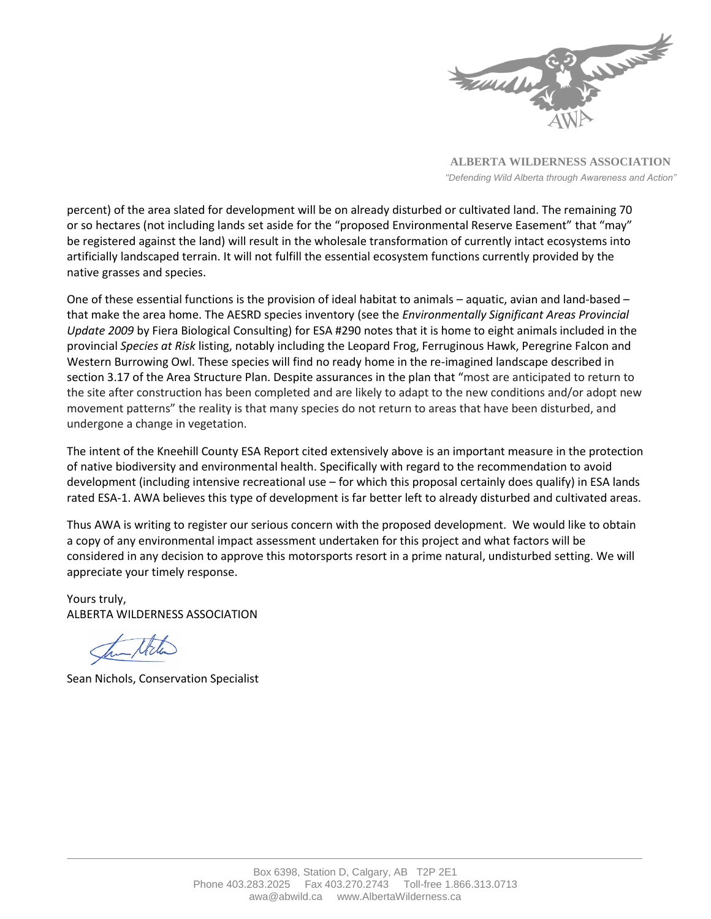percent) of the area slated for development will be on already disturbed or cultivated land. The remaining 70 or so hectares (not including lands set aside for the "proposed Environmental Reserve Easement" that "may" be registered against the land) will result in the wholesale transformation of currently intact ecosystems into artificially landscaped terrain. It will not fulfill the essential ecosystem functions currently provided by the native grasses and species.

One of these essential functions is the provision of ideal habitat to animals – aquatic, avian and land-based – that make the area home. The AESRD species inventory (see the *Environmentally Significant Areas Provincial Update 2009* by Fiera Biological Consulting) for ESA #290 notes that it is home to eight animals included in the provincial *Species at Risk* listing, notably including the Leopard Frog, Ferruginous Hawk, Peregrine Falcon and Western Burrowing Owl. These species will find no ready home in the re-imagined landscape described in section 3.17 of the Area Structure Plan. Despite assurances in the plan that "most are anticipated to return to the site after construction has been completed and are likely to adapt to the new conditions and/or adopt new movement patterns" the reality is that many species do not return to areas that have been disturbed, and undergone a change in vegetation.

The intent of the Kneehill County ESA Report cited extensively above is an important measure in the protection of native biodiversity and environmental health. Specifically with regard to the recommendation to avoid development (including intensive recreational use – for which this proposal certainly does qualify) in ESA lands rated ESA-1. AWA believes this type of development is far better left to already disturbed and cultivated areas.

Thus AWA is writing to register our serious concern with the proposed development. We would like to obtain a copy of any environmental impact assessment undertaken for this project and what factors will be considered in any decision to approve this motorsports resort in a prime natural, undisturbed setting. We will appreciate your timely response.

Yours truly,
ALBERTA WILDERNESS ASSOCIATION

Sean Nichols, Conservation Specialist